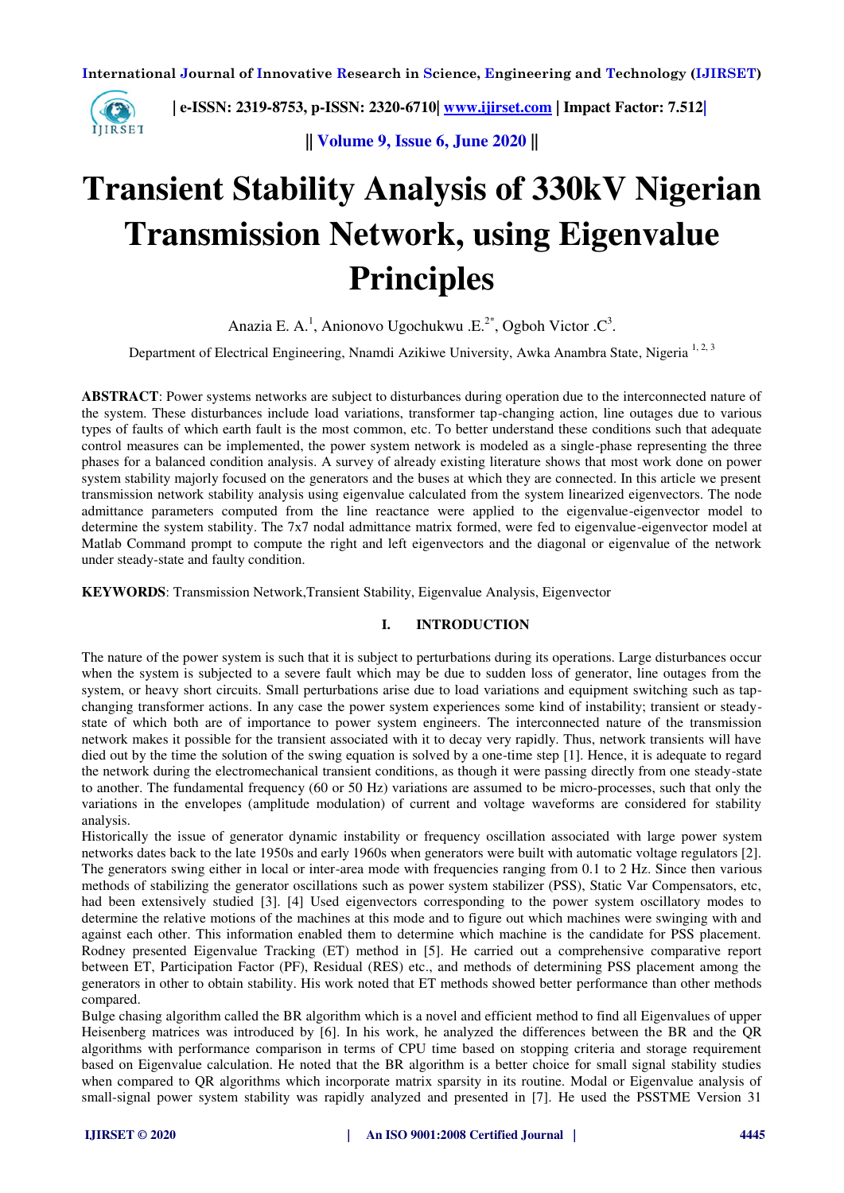# Transient Stability Analysis of 330kV Nigerian Transmission Network, using Eigenvalue Principles

Anazia E. A.[1], Anionovo Ugochukwu .E.[2*], Ogboh Victor .C[3].

Department of Electrical Engineering, Nnamdi Azikiwe University, Awka Anambra State, Nigeria [1, 2, 3]

**ABSTRACT**: Power systems networks are subject to disturbances during operation due to the interconnected nature of the system. These disturbances include load variations, transformer tap-changing action, line outages due to various types of faults of which earth fault is the most common, etc. To better understand these conditions such that adequate control measures can be implemented, the power system network is modeled as a single-phase representing the three phases for a balanced condition analysis. A survey of already existing literature shows that most work done on power system stability majorly focused on the generators and the buses at which they are connected. In this article we present transmission network stability analysis using eigenvalue calculated from the system linearized eigenvectors. The node admittance parameters computed from the line reactance were applied to the eigenvalue-eigenvector model to determine the system stability. The 7x7 nodal admittance matrix formed, were fed to eigenvalue-eigenvector model at Matlab Command prompt to compute the right and left eigenvectors and the diagonal or eigenvalue of the network under steady-state and faulty condition.

**KEYWORDS**: Transmission Network,Transient Stability, Eigenvalue Analysis, Eigenvector

## I. INTRODUCTION

The nature of the power system is such that it is subject to perturbations during its operations. Large disturbances occur when the system is subjected to a severe fault which may be due to sudden loss of generator, line outages from the system, or heavy short circuits. Small perturbations arise due to load variations and equipment switching such as tap-changing transformer actions. In any case the power system experiences some kind of instability; transient or steady-state of which both are of importance to power system engineers. The interconnected nature of the transmission network makes it possible for the transient associated with it to decay very rapidly. Thus, network transients will have died out by the time the solution of the swing equation is solved by a one-time step [1]. Hence, it is adequate to regard the network during the electromechanical transient conditions, as though it were passing directly from one steady-state to another. The fundamental frequency (60 or 50 Hz) variations are assumed to be micro-processes, such that only the variations in the envelopes (amplitude modulation) of current and voltage waveforms are considered for stability analysis.

Historically the issue of generator dynamic instability or frequency oscillation associated with large power system networks dates back to the late 1950s and early 1960s when generators were built with automatic voltage regulators [2]. The generators swing either in local or inter-area mode with frequencies ranging from 0.1 to 2 Hz. Since then various methods of stabilizing the generator oscillations such as power system stabilizer (PSS), Static Var Compensators, etc, had been extensively studied [3]. [4] Used eigenvectors corresponding to the power system oscillatory modes to determine the relative motions of the machines at this mode and to figure out which machines were swinging with and against each other. This information enabled them to determine which machine is the candidate for PSS placement. Rodney presented Eigenvalue Tracking (ET) method in [5]. He carried out a comprehensive comparative report between ET, Participation Factor (PF), Residual (RES) etc., and methods of determining PSS placement among the generators in other to obtain stability. His work noted that ET methods showed better performance than other methods compared.

Bulge chasing algorithm called the BR algorithm which is a novel and efficient method to find all Eigenvalues of upper Heisenberg matrices was introduced by [6]. In his work, he analyzed the differences between the BR and the QR algorithms with performance comparison in terms of CPU time based on stopping criteria and storage requirement based on Eigenvalue calculation. He noted that the BR algorithm is a better choice for small signal stability studies when compared to QR algorithms which incorporate matrix sparsity in its routine. Modal or Eigenvalue analysis of small-signal power system stability was rapidly analyzed and presented in [7]. He used the PSSTME Version 31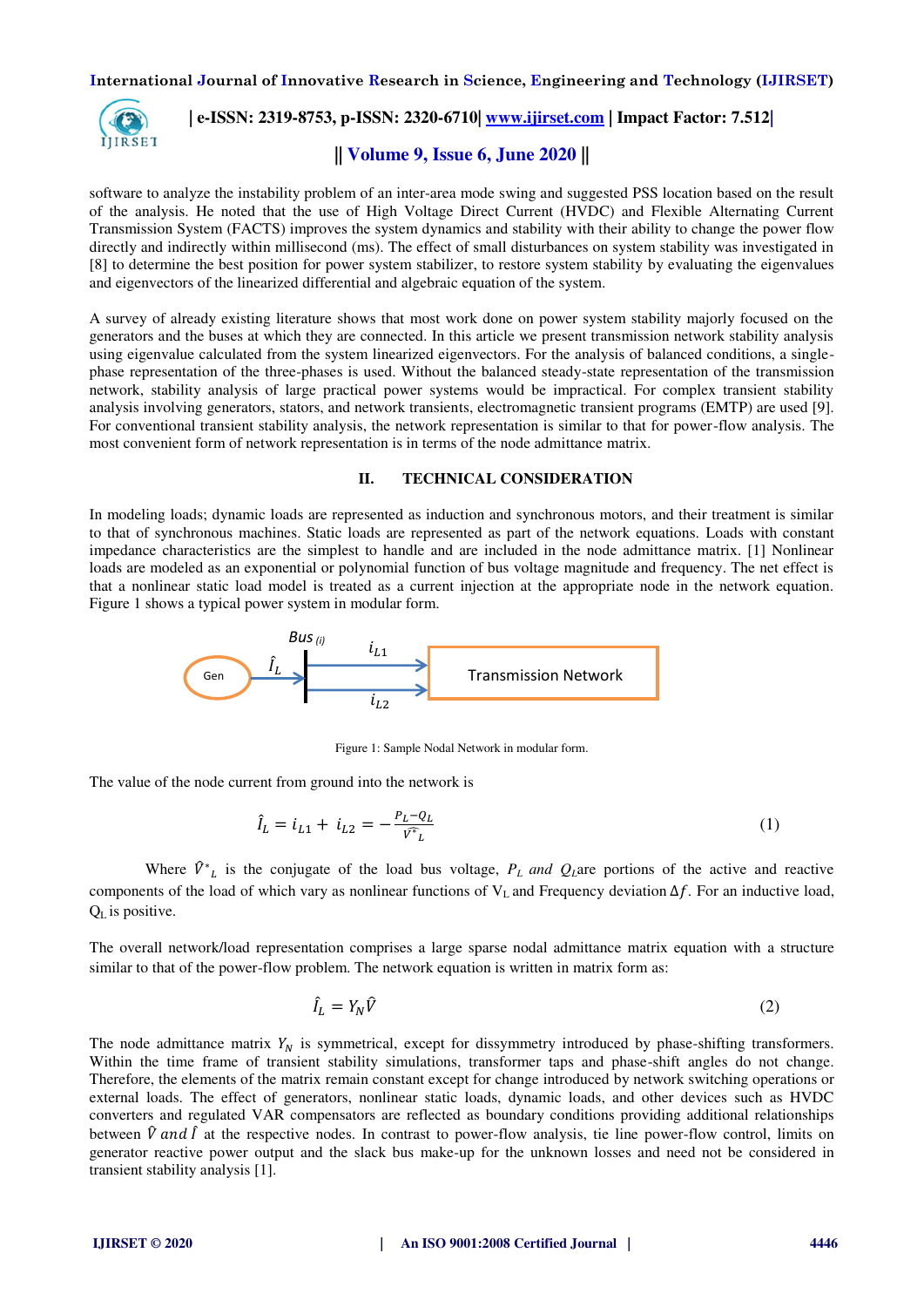software to analyze the instability problem of an inter-area mode swing and suggested PSS location based on the result of the analysis. He noted that the use of High Voltage Direct Current (HVDC) and Flexible Alternating Current Transmission System (FACTS) improves the system dynamics and stability with their ability to change the power flow directly and indirectly within millisecond (ms). The effect of small disturbances on system stability was investigated in [8] to determine the best position for power system stabilizer, to restore system stability by evaluating the eigenvalues and eigenvectors of the linearized differential and algebraic equation of the system.

A survey of already existing literature shows that most work done on power system stability majorly focused on the generators and the buses at which they are connected. In this article we present transmission network stability analysis using eigenvalue calculated from the system linearized eigenvectors. For the analysis of balanced conditions, a single-phase representation of the three-phases is used. Without the balanced steady-state representation of the transmission network, stability analysis of large practical power systems would be impractical. For complex transient stability analysis involving generators, stators, and network transients, electromagnetic transient programs (EMTP) are used [9]. For conventional transient stability analysis, the network representation is similar to that for power-flow analysis. The most convenient form of network representation is in terms of the node admittance matrix.

## II. TECHNICAL CONSIDERATION

In modeling loads; dynamic loads are represented as induction and synchronous motors, and their treatment is similar to that of synchronous machines. Static loads are represented as part of the network equations. Loads with constant impedance characteristics are the simplest to handle and are included in the node admittance matrix. [1] Nonlinear loads are modeled as an exponential or polynomial function of bus voltage magnitude and frequency. The net effect is that a nonlinear static load model is treated as a current injection at the appropriate node in the network equation. Figure 1 shows a typical power system in modular form.

Figure 1: Sample Nodal Network in modular form.

The value of the node current from ground into the network is

$$\hat{I}_L = i_{L1} + i_{L2} = -\frac{P_L - Q_L}{\hat{V}^*_L} \quad (1)$$

Where $\hat{V}^*_L$ is the conjugate of the load bus voltage, $P_L$ *and* $Q_L$ are portions of the active and reactive components of the load of which vary as nonlinear functions of $V_L$ and Frequency deviation $\Delta f$. For an inductive load, $Q_L$ is positive.

The overall network/load representation comprises a large sparse nodal admittance matrix equation with a structure similar to that of the power-flow problem. The network equation is written in matrix form as:

$$\hat{I}_L = Y_N \hat{V} \quad (2)$$

The node admittance matrix $Y_N$ is symmetrical, except for dissymmetry introduced by phase-shifting transformers. Within the time frame of transient stability simulations, transformer taps and phase-shift angles do not change. Therefore, the elements of the matrix remain constant except for change introduced by network switching operations or external loads. The effect of generators, nonlinear static loads, dynamic loads, and other devices such as HVDC converters and regulated VAR compensators are reflected as boundary conditions providing additional relationships between $\hat{V}$ *and* $\hat{I}$ at the respective nodes. In contrast to power-flow analysis, tie line power-flow control, limits on generator reactive power output and the slack bus make-up for the unknown losses and need not be considered in transient stability analysis [1].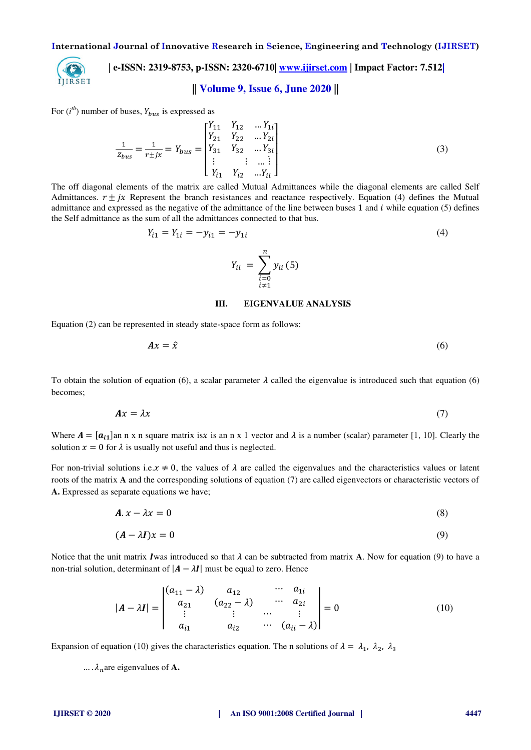For ($i^{th}$) number of buses, $Y_{bus}$ is expressed as

$$\frac{1}{Z_{bus}} = \frac{1}{r \pm jx} = Y_{bus} = \begin{bmatrix} Y_{11} & Y_{12} & \dots Y_{1i} \\ Y_{21} & Y_{22} & \dots Y_{2i} \\ Y_{31} & Y_{32} & \dots Y_{3i} \\ \vdots & \vdots & \dots \vdots \\ Y_{i1} & Y_{i2} & \dots Y_{ii} \end{bmatrix} \tag{3}$$

The off diagonal elements of the matrix are called Mutual Admittances while the diagonal elements are called Self Admittances. $r \pm jx$ Represent the branch resistances and reactance respectively. Equation (4) defines the Mutual admittance and expressed as the negative of the admittance of the line between buses 1 and $i$ while equation (5) defines the Self admittance as the sum of all the admittances connected to that bus.

$$Y_{i1} = Y_{1i} = -y_{i1} = -y_{1i} \tag{4}$$

$$Y_{ii} = \sum_{\substack{i=0 \\ i \neq 1}}^{n} y_{ii} \tag{5}$$

## III. EIGENVALUE ANALYSIS

Equation (2) can be represented in steady state-space form as follows:

$$\boldsymbol{A}x = \hat{x} \tag{6}$$

To obtain the solution of equation (6), a scalar parameter $\lambda$ called the eigenvalue is introduced such that equation (6) becomes;

$$\boldsymbol{A}x = \lambda x \tag{7}$$

Where $\boldsymbol{A} = [\boldsymbol{a_{i1}}]$an n x n square matrix is$x$ is an n x 1 vector and $\lambda$ is a number (scalar) parameter [1, 10]. Clearly the solution $x = 0$ for $\lambda$ is usually not useful and thus is neglected.

For non-trivial solutions i.e.$x \neq 0$, the values of $\lambda$ are called the eigenvalues and the characteristics values or latent roots of the matrix **A** and the corresponding solutions of equation (7) are called eigenvectors or characteristic vectors of **A.** Expressed as separate equations we have;

$$\boldsymbol{A}.x - \lambda x = 0 \tag{8}$$

$$(\boldsymbol{A} - \lambda \boldsymbol{I})x = 0 \tag{9}$$

Notice that the unit matrix $\boldsymbol{I}$was introduced so that $\lambda$ can be subtracted from matrix **A**. Now for equation (9) to have a non-trial solution, determinant of $|\boldsymbol{A} - \lambda \boldsymbol{I}|$ must be equal to zero. Hence

$$|\boldsymbol{A} - \lambda \boldsymbol{I}| = \begin{vmatrix} (a_{11} - \lambda) & a_{12} & \cdots & a_{1i} \\ a_{21} & (a_{22} - \lambda) & \cdots & a_{2i} \\ \vdots & \vdots & \cdots & \vdots \\ a_{i1} & a_{i2} & \cdots & (a_{ii} - \lambda) \end{vmatrix} = 0 \tag{10}$$

Expansion of equation (10) gives the characteristics equation. The n solutions of $\lambda = \lambda_1, \lambda_2, \lambda_3$

$\dots . \lambda_n$are eigenvalues of **A.**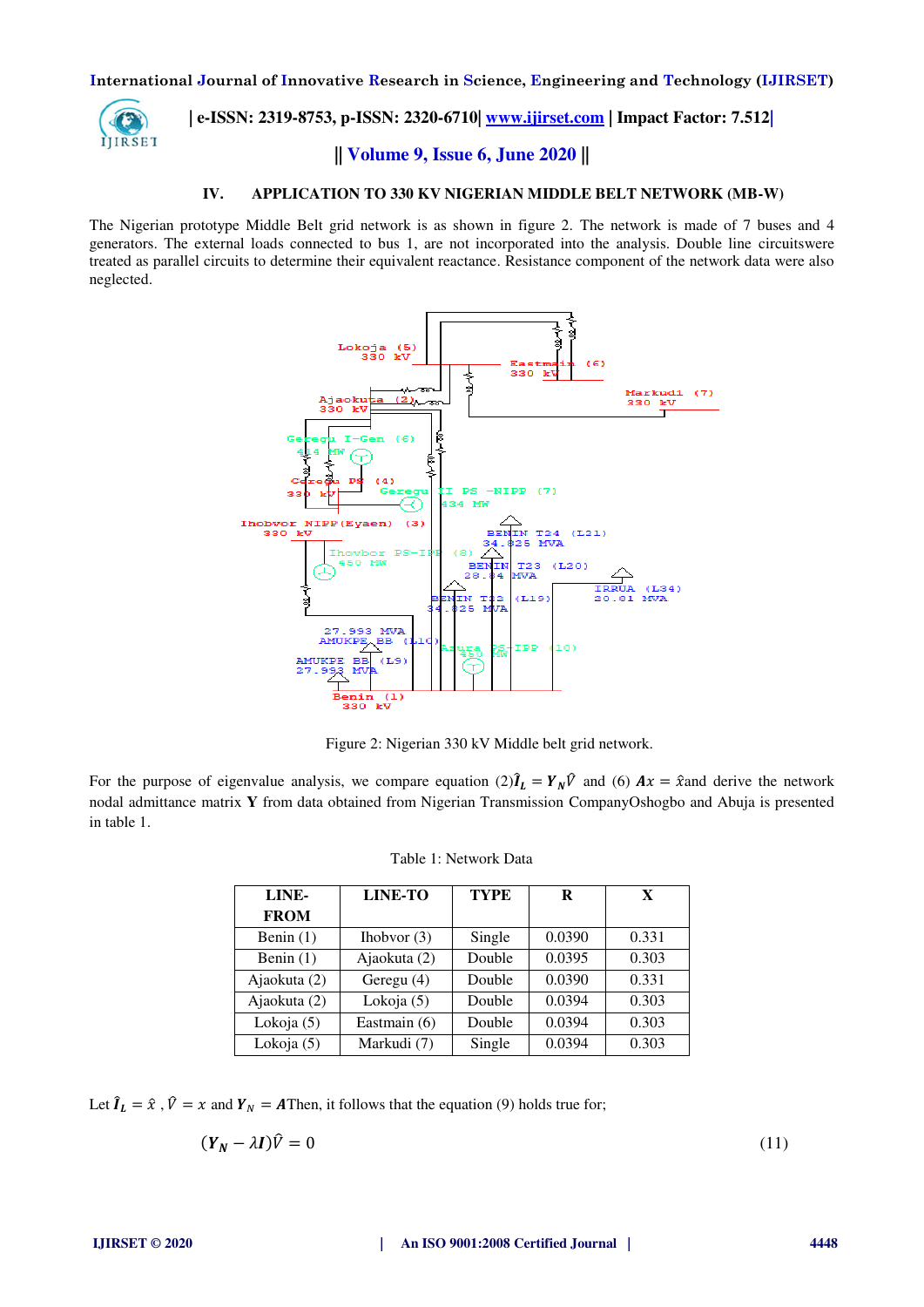## IV. APPLICATION TO 330 KV NIGERIAN MIDDLE BELT NETWORK (MB-W)

The Nigerian prototype Middle Belt grid network is as shown in figure 2. The network is made of 7 buses and 4 generators. The external loads connected to bus 1, are not incorporated into the analysis. Double line circuitswere treated as parallel circuits to determine their equivalent reactance. Resistance component of the network data were also neglected.

Figure 2: Nigerian 330 kV Middle belt grid network.

For the purpose of eigenvalue analysis, we compare equation (2)$\hat{\boldsymbol{I}}_L = \boldsymbol{Y}_N\hat{V}$ and (6) $\boldsymbol{A}x = \hat{x}$and derive the network nodal admittance matrix **Y** from data obtained from Nigerian Transmission CompanyOshogbo and Abuja is presented in table 1.

Table 1: Network Data

| LINE-FROM | LINE-TO | TYPE | R | X |
|---|---|---|---|---|
| Benin (1) | Ihobvor (3) | Single | 0.0390 | 0.331 |
| Benin (1) | Ajaokuta (2) | Double | 0.0395 | 0.303 |
| Ajaokuta (2) | Geregu (4) | Double | 0.0390 | 0.331 |
| Ajaokuta (2) | Lokoja (5) | Double | 0.0394 | 0.303 |
| Lokoja (5) | Eastmain (6) | Double | 0.0394 | 0.303 |
| Lokoja (5) | Markudi (7) | Single | 0.0394 | 0.303 |

Let $\hat{\boldsymbol{I}}_L = \hat{x}$ , $\hat{V} = x$ and $\boldsymbol{Y}_N = \boldsymbol{A}$Then, it follows that the equation (9) holds true for;

$$(\boldsymbol{Y}_N - \lambda \boldsymbol{I})\hat{V} = 0 \tag{11}$$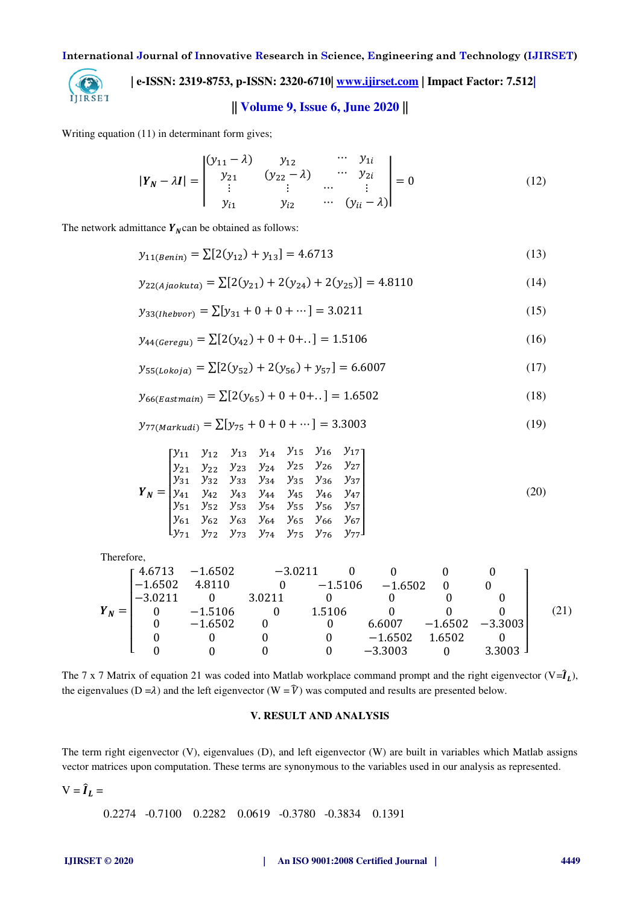Writing equation (11) in determinant form gives;

$$|\boldsymbol{Y_N} - \lambda \boldsymbol{I}| = \begin{vmatrix} (y_{11} - \lambda) & y_{12} & \cdots & y_{1i} \\ y_{21} & (y_{22} - \lambda) & \cdots & y_{2i} \\ \vdots & \vdots & \cdots & \vdots \\ y_{i1} & y_{i2} & \cdots & (y_{ii} - \lambda) \end{vmatrix} = 0 \tag{12}$$

The network admittance $\boldsymbol{Y_N}$ can be obtained as follows:

$$y_{11(Benin)} = \sum[2(y_{12}) + y_{13}] = 4.6713 \tag{13}$$

$$y_{22(Ajaokuta)} = \sum[2(y_{21}) + 2(y_{24}) + 2(y_{25})] = 4.8110 \tag{14}$$

$$y_{33(Ihebvor)} = \sum[y_{31} + 0 + 0 + \cdots] = 3.0211 \tag{15}$$

$$y_{44(Geregu)} = \sum[2(y_{42}) + 0 + 0 + ..] = 1.5106 \tag{16}$$

$$y_{55(Lokoja)} = \sum[2(y_{52}) + 2(y_{56}) + y_{57}] = 6.6007 \tag{17}$$

$$y_{66(Eastmain)} = \sum[2(y_{65}) + 0 + 0 + ..] = 1.6502 \tag{18}$$

$$y_{77(Markudi)} = \sum[y_{75} + 0 + 0 + \cdots] = 3.3003 \tag{19}$$

$$\boldsymbol{Y_N} = \begin{bmatrix} y_{11} & y_{12} & y_{13} & y_{14} & y_{15} & y_{16} & y_{17} \\ y_{21} & y_{22} & y_{23} & y_{24} & y_{25} & y_{26} & y_{27} \\ y_{31} & y_{32} & y_{33} & y_{34} & y_{35} & y_{36} & y_{37} \\ y_{41} & y_{42} & y_{43} & y_{44} & y_{45} & y_{46} & y_{47} \\ y_{51} & y_{52} & y_{53} & y_{54} & y_{55} & y_{56} & y_{57} \\ y_{61} & y_{62} & y_{63} & y_{64} & y_{65} & y_{66} & y_{67} \\ y_{71} & y_{72} & y_{73} & y_{74} & y_{75} & y_{76} & y_{77} \end{bmatrix} \tag{20}$$

Therefore,

$$\boldsymbol{Y_N} = \begin{bmatrix} 4.6713 & -1.6502 & -3.0211 & 0 & 0 & 0 & 0 \\ -1.6502 & 4.8110 & 0 & -1.5106 & -1.6502 & 0 & 0 \\ -3.0211 & 0 & 3.0211 & 0 & 0 & 0 & 0 \\ 0 & -1.5106 & 0 & 1.5106 & 0 & 0 & 0 \\ 0 & -1.6502 & 0 & 0 & 6.6007 & -1.6502 & -3.3003 \\ 0 & 0 & 0 & 0 & -1.6502 & 1.6502 & 0 \\ 0 & 0 & 0 & 0 & -3.3003 & 0 & 3.3003 \end{bmatrix} \tag{21}$$

The 7 x 7 Matrix of equation 21 was coded into Matlab workplace command prompt and the right eigenvector (V=$\boldsymbol{\hat{I}_L}$), the eigenvalues (D =$\lambda$) and the left eigenvector (W = $\hat{V}$) was computed and results are presented below.

## V. RESULT AND ANALYSIS

The term right eigenvector (V), eigenvalues (D), and left eigenvector (W) are built in variables which Matlab assigns vector matrices upon computation. These terms are synonymous to the variables used in our analysis as represented.

V = $\boldsymbol{\hat{I}_L}$ =

0.2274 -0.7100 0.2282 0.0619 -0.3780 -0.3834 0.1391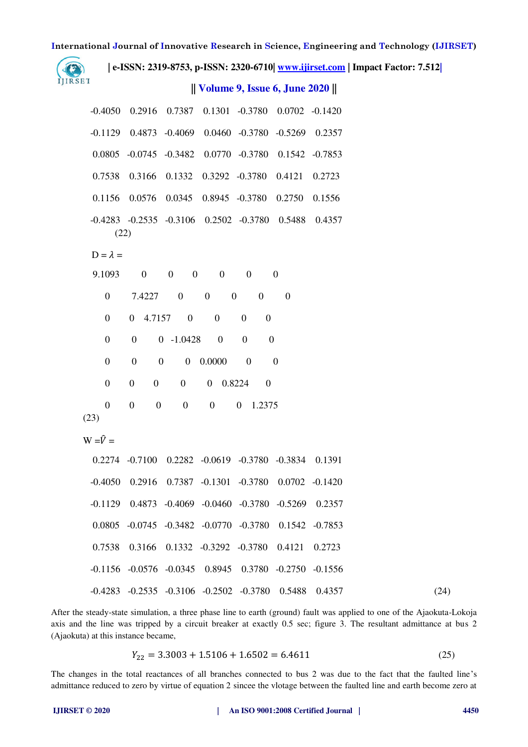$$\begin{matrix}
-0.4050 & 0.2916 & 0.7387 & 0.1301 & -0.3780 & 0.0702 & -0.1420 \\
-0.1129 & 0.4873 & -0.4069 & 0.0460 & -0.3780 & -0.5269 & 0.2357 \\
0.0805 & -0.0745 & -0.3482 & 0.0770 & -0.3780 & 0.1542 & -0.7853 \\
0.7538 & 0.3166 & 0.1332 & 0.3292 & -0.3780 & 0.4121 & 0.2723 \\
0.1156 & 0.0576 & 0.0345 & 0.8945 & -0.3780 & 0.2750 & 0.1556 \\
-0.4283 & -0.2535 & -0.3106 & 0.2502 & -0.3780 & 0.5488 & 0.4357
\end{matrix}$$

(22)

$D = \lambda =$

$$\begin{matrix}
9.1093 & 0 & 0 & 0 & 0 & 0 & 0 \\
0 & 7.4227 & 0 & 0 & 0 & 0 & 0 \\
0 & 0 & 4.7157 & 0 & 0 & 0 & 0 \\
0 & 0 & 0 & -1.0428 & 0 & 0 & 0 \\
0 & 0 & 0 & 0 & 0.0000 & 0 & 0 \\
0 & 0 & 0 & 0 & 0 & 0.8224 & 0 \\
0 & 0 & 0 & 0 & 0 & 0 & 1.2375
\end{matrix}$$

(23)

$W = \hat{V} =$

$$\begin{matrix}
0.2274 & -0.7100 & 0.2282 & -0.0619 & -0.3780 & -0.3834 & 0.1391 \\
-0.4050 & 0.2916 & 0.7387 & -0.1301 & -0.3780 & 0.0702 & -0.1420 \\
-0.1129 & 0.4873 & -0.4069 & -0.0460 & -0.3780 & -0.5269 & 0.2357 \\
0.0805 & -0.0745 & -0.3482 & -0.0770 & -0.3780 & 0.1542 & -0.7853 \\
0.7538 & 0.3166 & 0.1332 & -0.3292 & -0.3780 & 0.4121 & 0.2723 \\
-0.1156 & -0.0576 & -0.0345 & 0.8945 & 0.3780 & -0.2750 & -0.1556 \\
-0.4283 & -0.2535 & -0.3106 & -0.2502 & -0.3780 & 0.5488 & 0.4357
\end{matrix} \quad (24)$$

After the steady-state simulation, a three phase line to earth (ground) fault was applied to one of the Ajaokuta-Lokoja axis and the line was tripped by a circuit breaker at exactly 0.5 sec; figure 3. The resultant admittance at bus 2 (Ajaokuta) at this instance became,

$$Y_{22} = 3.3003 + 1.5106 + 1.6502 = 6.4611 \quad (25)$$

The changes in the total reactances of all branches connected to bus 2 was due to the fact that the faulted line's admittance reduced to zero by virtue of equation 2 sincee the vlotage between the faulted line and earth become zero at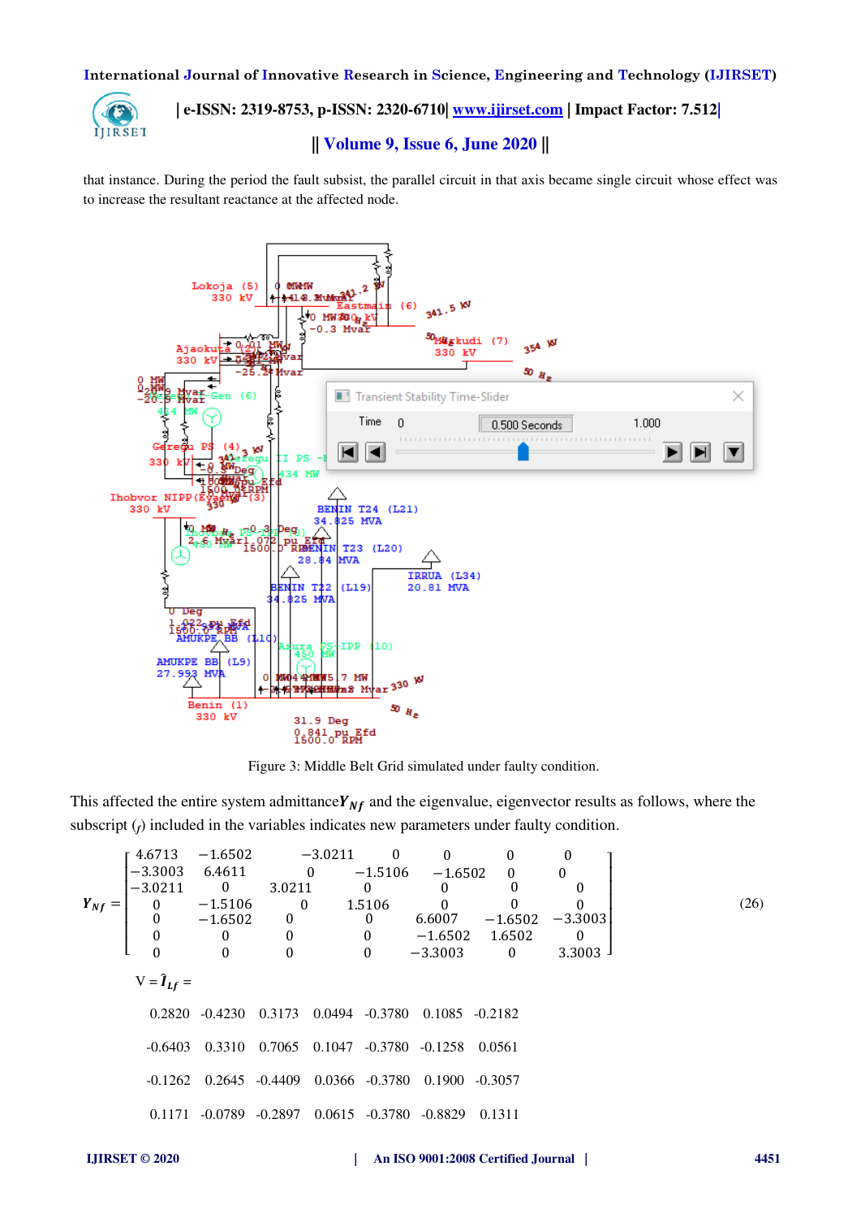that instance. During the period the fault subsist, the parallel circuit in that axis became single circuit whose effect was to increase the resultant reactance at the affected node.

Figure 3: Middle Belt Grid simulated under faulty condition.

This affected the entire system admittance $\boldsymbol{Y}_{Nf}$ and the eigenvalue, eigenvector results as follows, where the subscript ($_f$) included in the variables indicates new parameters under faulty condition.

$$\boldsymbol{Y}_{Nf} = \begin{bmatrix} 4.6713 & -1.6502 & -3.0211 & 0 & 0 & 0 & 0 \\ -3.3003 & 6.4611 & 0 & -1.5106 & -1.6502 & 0 & 0 \\ -3.0211 & 0 & 3.0211 & 0 & 0 & 0 & 0 \\ 0 & -1.5106 & 0 & 1.5106 & 0 & 0 & 0 \\ 0 & -1.6502 & 0 & 0 & 6.6007 & -1.6502 & -3.3003 \\ 0 & 0 & 0 & 0 & -1.6502 & 1.6502 & 0 \\ 0 & 0 & 0 & 0 & -3.3003 & 0 & 3.3003 \end{bmatrix} \quad (26)$$

$V = \hat{I}_{Lf} =$

| | | | | | | |
|---|---|---|---|---|---|---|
| 0.2820 | -0.4230 | 0.3173 | 0.0494 | -0.3780 | 0.1085 | -0.2182 |
| -0.6403 | 0.3310 | 0.7065 | 0.1047 | -0.3780 | -0.1258 | 0.0561 |
| -0.1262 | 0.2645 | -0.4409 | 0.0366 | -0.3780 | 0.1900 | -0.3057 |
| 0.1171 | -0.0789 | -0.2897 | 0.0615 | -0.3780 | -0.8829 | 0.1311 |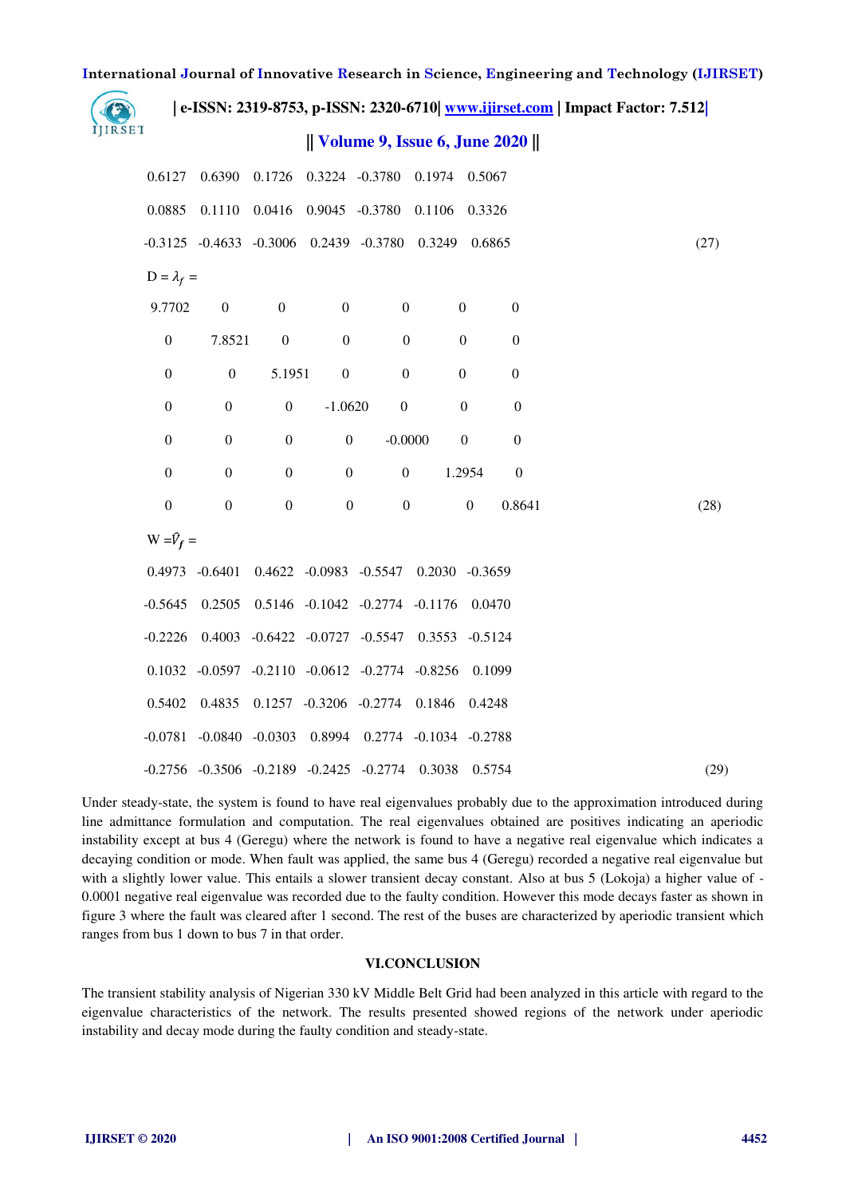$$\begin{matrix}
0.6127 & 0.6390 & 0.1726 & 0.3224 & -0.3780 & 0.1974 & 0.5067 \\
0.0885 & 0.1110 & 0.0416 & 0.9045 & -0.3780 & 0.1106 & 0.3326 \\
-0.3125 & -0.4633 & -0.3006 & 0.2439 & -0.3780 & 0.3249 & 0.6865
\end{matrix} \quad (27)$$

$D = \lambda_f =$

$$\begin{matrix}
9.7702 & 0 & 0 & 0 & 0 & 0 & 0 \\
0 & 7.8521 & 0 & 0 & 0 & 0 & 0 \\
0 & 0 & 5.1951 & 0 & 0 & 0 & 0 \\
0 & 0 & 0 & -1.0620 & 0 & 0 & 0 \\
0 & 0 & 0 & 0 & -0.0000 & 0 & 0 \\
0 & 0 & 0 & 0 & 0 & 1.2954 & 0 \\
0 & 0 & 0 & 0 & 0 & 0 & 0.8641
\end{matrix} \quad (28)$$

$W = \hat{V}_f =$

$$\begin{matrix}
0.4973 & -0.6401 & 0.4622 & -0.0983 & -0.5547 & 0.2030 & -0.3659 \\
-0.5645 & 0.2505 & 0.5146 & -0.1042 & -0.2774 & -0.1176 & 0.0470 \\
-0.2226 & 0.4003 & -0.6422 & -0.0727 & -0.5547 & 0.3553 & -0.5124 \\
0.1032 & -0.0597 & -0.2110 & -0.0612 & -0.2774 & -0.8256 & 0.1099 \\
0.5402 & 0.4835 & 0.1257 & -0.3206 & -0.2774 & 0.1846 & 0.4248 \\
-0.0781 & -0.0840 & -0.0303 & 0.8994 & 0.2774 & -0.1034 & -0.2788 \\
-0.2756 & -0.3506 & -0.2189 & -0.2425 & -0.2774 & 0.3038 & 0.5754
\end{matrix} \quad (29)$$

Under steady-state, the system is found to have real eigenvalues probably due to the approximation introduced during line admittance formulation and computation. The real eigenvalues obtained are positives indicating an aperiodic instability except at bus 4 (Geregu) where the network is found to have a negative real eigenvalue which indicates a decaying condition or mode. When fault was applied, the same bus 4 (Geregu) recorded a negative real eigenvalue but with a slightly lower value. This entails a slower transient decay constant. Also at bus 5 (Lokoja) a higher value of -0.0001 negative real eigenvalue was recorded due to the faulty condition. However this mode decays faster as shown in figure 3 where the fault was cleared after 1 second. The rest of the buses are characterized by aperiodic transient which ranges from bus 1 down to bus 7 in that order.

## VI.CONCLUSION

The transient stability analysis of Nigerian 330 kV Middle Belt Grid had been analyzed in this article with regard to the eigenvalue characteristics of the network. The results presented showed regions of the network under aperiodic instability and decay mode during the faulty condition and steady-state.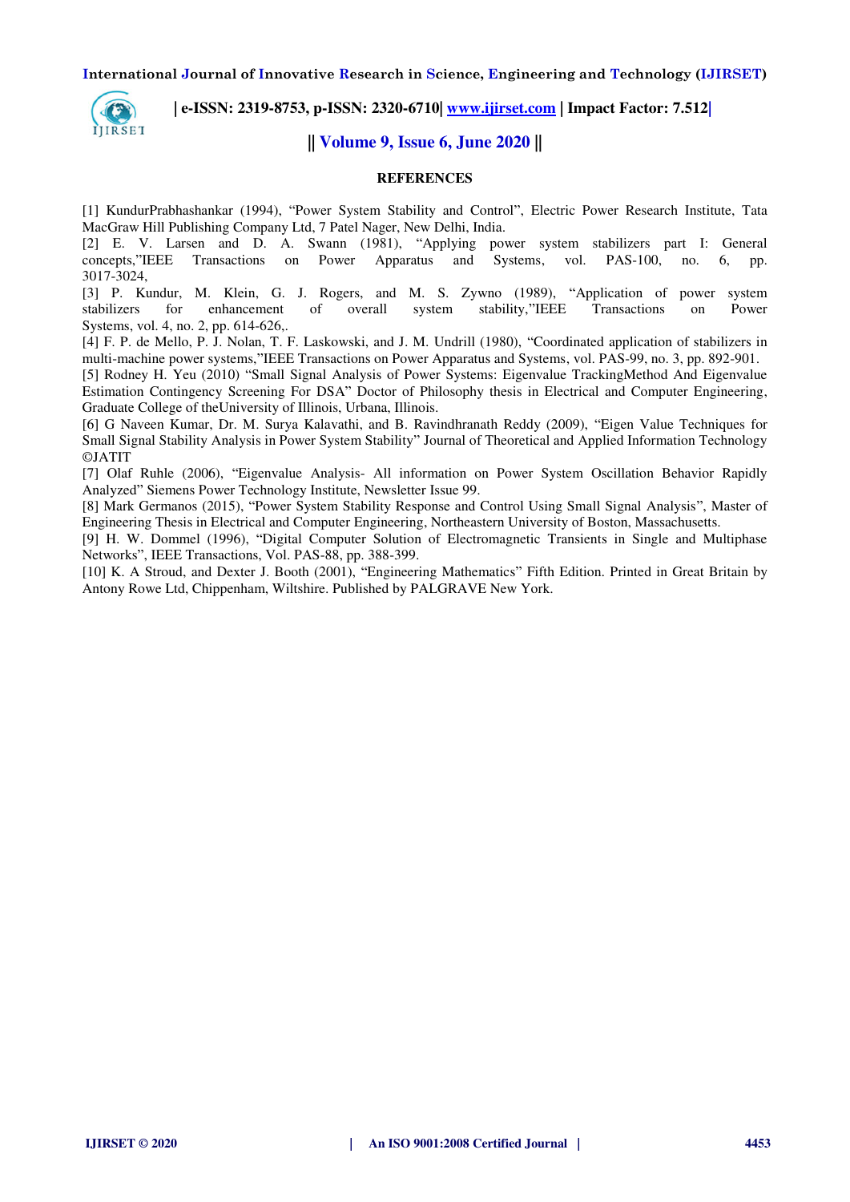## REFERENCES

[1] KundurPrabhashankar (1994), "Power System Stability and Control", Electric Power Research Institute, Tata MacGraw Hill Publishing Company Ltd, 7 Patel Nager, New Delhi, India.

[2] E. V. Larsen and D. A. Swann (1981), "Applying power system stabilizers part I: General concepts,"IEEE Transactions on Power Apparatus and Systems, vol. PAS-100, no. 6, pp. 3017-3024,

[3] P. Kundur, M. Klein, G. J. Rogers, and M. S. Zywno (1989), "Application of power system stabilizers for enhancement of overall system stability,"IEEE Transactions on Power Systems, vol. 4, no. 2, pp. 614-626,.

[4] F. P. de Mello, P. J. Nolan, T. F. Laskowski, and J. M. Undrill (1980), "Coordinated application of stabilizers in multi-machine power systems,"IEEE Transactions on Power Apparatus and Systems, vol. PAS-99, no. 3, pp. 892-901.

[5] Rodney H. Yeu (2010) "Small Signal Analysis of Power Systems: Eigenvalue TrackingMethod And Eigenvalue Estimation Contingency Screening For DSA" Doctor of Philosophy thesis in Electrical and Computer Engineering, Graduate College of theUniversity of Illinois, Urbana, Illinois.

[6] G Naveen Kumar, Dr. M. Surya Kalavathi, and B. Ravindhranath Reddy (2009), "Eigen Value Techniques for Small Signal Stability Analysis in Power System Stability" Journal of Theoretical and Applied Information Technology ©JATIT

[7] Olaf Ruhle (2006), "Eigenvalue Analysis- All information on Power System Oscillation Behavior Rapidly Analyzed" Siemens Power Technology Institute, Newsletter Issue 99.

[8] Mark Germanos (2015), "Power System Stability Response and Control Using Small Signal Analysis", Master of Engineering Thesis in Electrical and Computer Engineering, Northeastern University of Boston, Massachusetts.

[9] H. W. Dommel (1996), "Digital Computer Solution of Electromagnetic Transients in Single and Multiphase Networks", IEEE Transactions, Vol. PAS-88, pp. 388-399.

[10] K. A Stroud, and Dexter J. Booth (2001), "Engineering Mathematics" Fifth Edition. Printed in Great Britain by Antony Rowe Ltd, Chippenham, Wiltshire. Published by PALGRAVE New York.